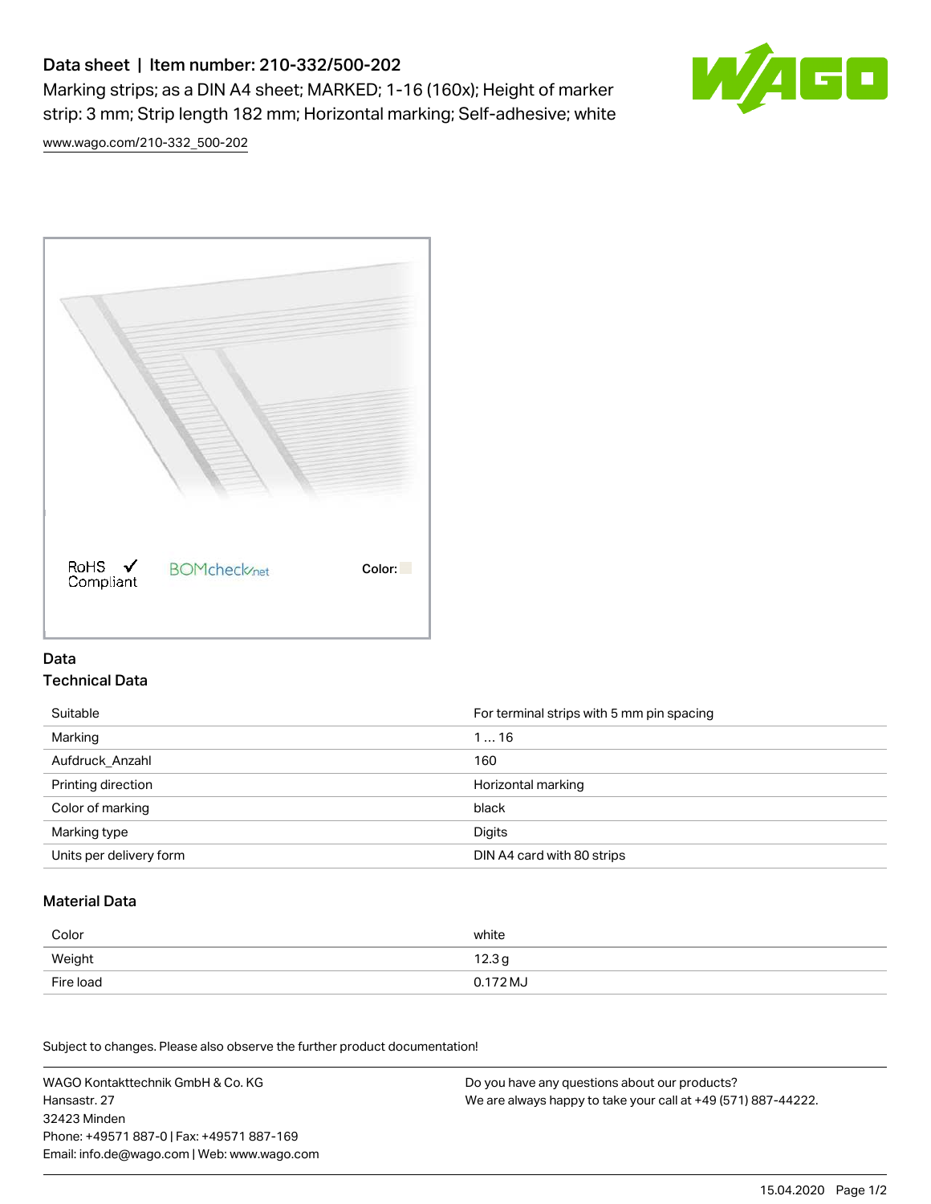# Data sheet | Item number: 210-332/500-202

Marking strips; as a DIN A4 sheet; MARKED; 1-16 (160x); Height of marker strip: 3 mm; Strip length 182 mm; Horizontal marking; Self-adhesive; white

www.wago.com/210-332_500-202

RoHS ✓ Compliant

BOMcheck.net

Color:

## Data

### Technical Data

| | |
|---|---|
| Suitable | For terminal strips with 5 mm pin spacing |
| Marking | 1 … 16 |
| Aufdruck_Anzahl | 160 |
| Printing direction | Horizontal marking |
| Color of marking | black |
| Marking type | Digits |
| Units per delivery form | DIN A4 card with 80 strips |

### Material Data

| | |
|---|---|
| Color | white |
| Weight | 12.3 g |
| Fire load | 0.172 MJ |

Subject to changes. Please also observe the further product documentation!

WAGO Kontakttechnik GmbH & Co. KG
Hansastr. 27
32423 Minden
Phone: +49571 887-0 | Fax: +49571 887-169
Email: info.de@wago.com | Web: www.wago.com

Do you have any questions about our products?
We are always happy to take your call at +49 (571) 887-44222.

15.04.2020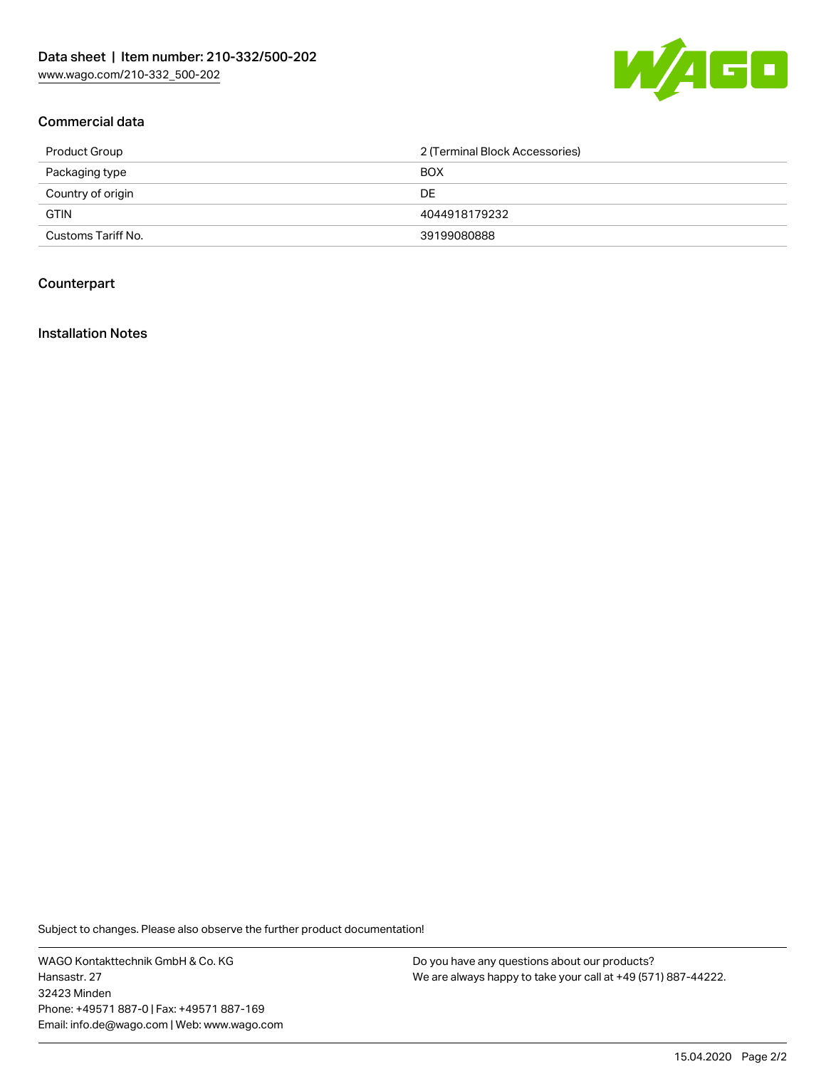## Commercial data

| | |
|---|---|
| Product Group | 2 (Terminal Block Accessories) |
| Packaging type | BOX |
| Country of origin | DE |
| GTIN | 4044918179232 |
| Customs Tariff No. | 39199080888 |

## Counterpart

## Installation Notes

Subject to changes. Please also observe the further product documentation!

WAGO Kontakttechnik GmbH & Co. KG
Hansastr. 27
32423 Minden
Phone: +49571 887-0 | Fax: +49571 887-169
Email: info.de@wago.com | Web: www.wago.com

Do you have any questions about our products?
We are always happy to take your call at +49 (571) 887-44222.